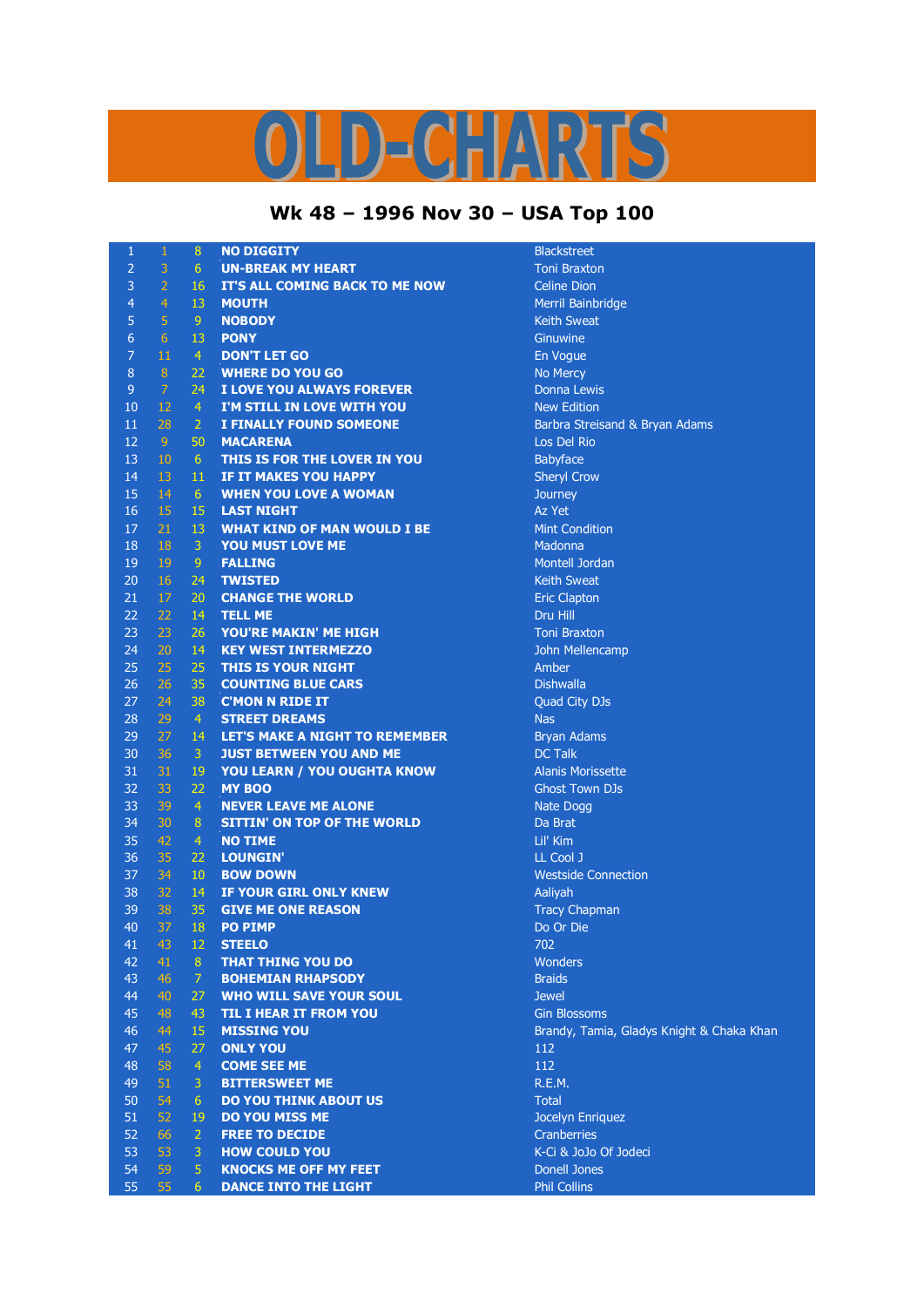# OLD-CHARTS

## Wk 48 – 1996 Nov 30 – USA Top 100

| | | | | |
|---|---|---|---|---|
| 1 | 1 | 8 | NO DIGGITY | Blackstreet |
| 2 | 3 | 6 | UN-BREAK MY HEART | Toni Braxton |
| 3 | 2 | 16 | IT'S ALL COMING BACK TO ME NOW | Celine Dion |
| 4 | 4 | 13 | MOUTH | Merril Bainbridge |
| 5 | 5 | 9 | NOBODY | Keith Sweat |
| 6 | 6 | 13 | PONY | Ginuwine |
| 7 | 11 | 4 | DON'T LET GO | En Vogue |
| 8 | 8 | 22 | WHERE DO YOU GO | No Mercy |
| 9 | 7 | 24 | I LOVE YOU ALWAYS FOREVER | Donna Lewis |
| 10 | 12 | 4 | I'M STILL IN LOVE WITH YOU | New Edition |
| 11 | 28 | 2 | I FINALLY FOUND SOMEONE | Barbra Streisand & Bryan Adams |
| 12 | 9 | 50 | MACARENA | Los Del Rio |
| 13 | 10 | 6 | THIS IS FOR THE LOVER IN YOU | Babyface |
| 14 | 13 | 11 | IF IT MAKES YOU HAPPY | Sheryl Crow |
| 15 | 14 | 6 | WHEN YOU LOVE A WOMAN | Journey |
| 16 | 15 | 15 | LAST NIGHT | Az Yet |
| 17 | 21 | 13 | WHAT KIND OF MAN WOULD I BE | Mint Condition |
| 18 | 18 | 3 | YOU MUST LOVE ME | Madonna |
| 19 | 19 | 9 | FALLING | Montell Jordan |
| 20 | 16 | 24 | TWISTED | Keith Sweat |
| 21 | 17 | 20 | CHANGE THE WORLD | Eric Clapton |
| 22 | 22 | 14 | TELL ME | Dru Hill |
| 23 | 23 | 26 | YOU'RE MAKIN' ME HIGH | Toni Braxton |
| 24 | 20 | 14 | KEY WEST INTERMEZZO | John Mellencamp |
| 25 | 25 | 25 | THIS IS YOUR NIGHT | Amber |
| 26 | 26 | 35 | COUNTING BLUE CARS | Dishwalla |
| 27 | 24 | 38 | C'MON N RIDE IT | Quad City DJs |
| 28 | 29 | 4 | STREET DREAMS | Nas |
| 29 | 27 | 14 | LET'S MAKE A NIGHT TO REMEMBER | Bryan Adams |
| 30 | 36 | 3 | JUST BETWEEN YOU AND ME | DC Talk |
| 31 | 31 | 19 | YOU LEARN / YOU OUGHTA KNOW | Alanis Morissette |
| 32 | 33 | 22 | MY BOO | Ghost Town DJs |
| 33 | 39 | 4 | NEVER LEAVE ME ALONE | Nate Dogg |
| 34 | 30 | 8 | SITTIN' ON TOP OF THE WORLD | Da Brat |
| 35 | 42 | 4 | NO TIME | Lil' Kim |
| 36 | 35 | 22 | LOUNGIN' | LL Cool J |
| 37 | 34 | 10 | BOW DOWN | Westside Connection |
| 38 | 32 | 14 | IF YOUR GIRL ONLY KNEW | Aaliyah |
| 39 | 38 | 35 | GIVE ME ONE REASON | Tracy Chapman |
| 40 | 37 | 18 | PO PIMP | Do Or Die |
| 41 | 43 | 12 | STEELO | 702 |
| 42 | 41 | 8 | THAT THING YOU DO | Wonders |
| 43 | 46 | 7 | BOHEMIAN RHAPSODY | Braids |
| 44 | 40 | 27 | WHO WILL SAVE YOUR SOUL | Jewel |
| 45 | 48 | 43 | TIL I HEAR IT FROM YOU | Gin Blossoms |
| 46 | 44 | 15 | MISSING YOU | Brandy, Tamia, Gladys Knight & Chaka Khan |
| 47 | 45 | 27 | ONLY YOU | 112 |
| 48 | 58 | 4 | COME SEE ME | 112 |
| 49 | 51 | 3 | BITTERSWEET ME | R.E.M. |
| 50 | 54 | 6 | DO YOU THINK ABOUT US | Total |
| 51 | 52 | 19 | DO YOU MISS ME | Jocelyn Enriquez |
| 52 | 66 | 2 | FREE TO DECIDE | Cranberries |
| 53 | 53 | 3 | HOW COULD YOU | K-Ci & JoJo Of Jodeci |
| 54 | 59 | 5 | KNOCKS ME OFF MY FEET | Donell Jones |
| 55 | 55 | 6 | DANCE INTO THE LIGHT | Phil Collins |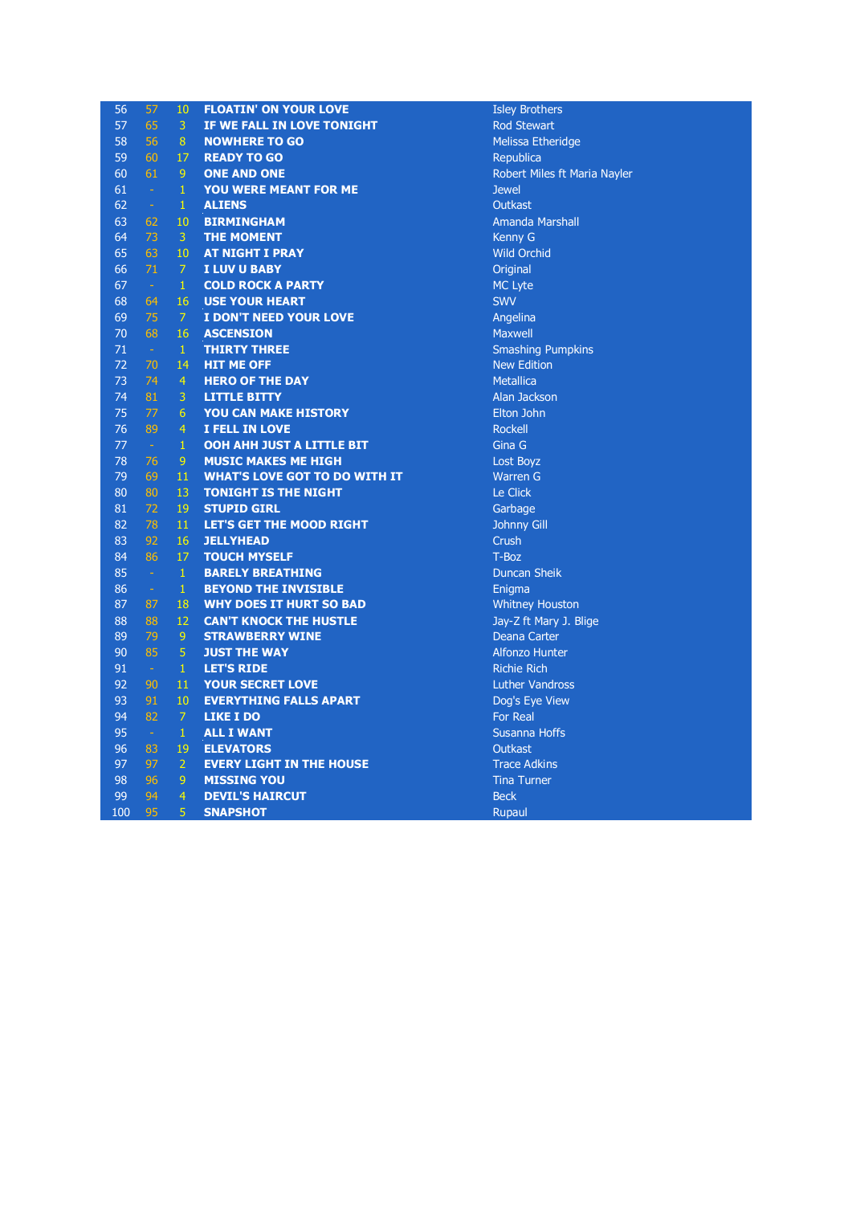| | | | | |
|---|---|---|---|---|
| 56 | 57 | 10 | FLOATIN' ON YOUR LOVE | Isley Brothers |
| 57 | 65 | 3 | IF WE FALL IN LOVE TONIGHT | Rod Stewart |
| 58 | 56 | 8 | NOWHERE TO GO | Melissa Etheridge |
| 59 | 60 | 17 | READY TO GO | Republica |
| 60 | 61 | 9 | ONE AND ONE | Robert Miles ft Maria Nayler |
| 61 | - | 1 | YOU WERE MEANT FOR ME | Jewel |
| 62 | - | 1 | ALIENS | Outkast |
| 63 | 62 | 10 | BIRMINGHAM | Amanda Marshall |
| 64 | 73 | 3 | THE MOMENT | Kenny G |
| 65 | 63 | 10 | AT NIGHT I PRAY | Wild Orchid |
| 66 | 71 | 7 | I LUV U BABY | Original |
| 67 | - | 1 | COLD ROCK A PARTY | MC Lyte |
| 68 | 64 | 16 | USE YOUR HEART | SWV |
| 69 | 75 | 7 | I DON'T NEED YOUR LOVE | Angelina |
| 70 | 68 | 16 | ASCENSION | Maxwell |
| 71 | - | 1 | THIRTY THREE | Smashing Pumpkins |
| 72 | 70 | 14 | HIT ME OFF | New Edition |
| 73 | 74 | 4 | HERO OF THE DAY | Metallica |
| 74 | 81 | 3 | LITTLE BITTY | Alan Jackson |
| 75 | 77 | 6 | YOU CAN MAKE HISTORY | Elton John |
| 76 | 89 | 4 | I FELL IN LOVE | Rockell |
| 77 | - | 1 | OOH AHH JUST A LITTLE BIT | Gina G |
| 78 | 76 | 9 | MUSIC MAKES ME HIGH | Lost Boyz |
| 79 | 69 | 11 | WHAT'S LOVE GOT TO DO WITH IT | Warren G |
| 80 | 80 | 13 | TONIGHT IS THE NIGHT | Le Click |
| 81 | 72 | 19 | STUPID GIRL | Garbage |
| 82 | 78 | 11 | LET'S GET THE MOOD RIGHT | Johnny Gill |
| 83 | 92 | 16 | JELLYHEAD | Crush |
| 84 | 86 | 17 | TOUCH MYSELF | T-Boz |
| 85 | - | 1 | BARELY BREATHING | Duncan Sheik |
| 86 | - | 1 | BEYOND THE INVISIBLE | Enigma |
| 87 | 87 | 18 | WHY DOES IT HURT SO BAD | Whitney Houston |
| 88 | 88 | 12 | CAN'T KNOCK THE HUSTLE | Jay-Z ft Mary J. Blige |
| 89 | 79 | 9 | STRAWBERRY WINE | Deana Carter |
| 90 | 85 | 5 | JUST THE WAY | Alfonzo Hunter |
| 91 | - | 1 | LET'S RIDE | Richie Rich |
| 92 | 90 | 11 | YOUR SECRET LOVE | Luther Vandross |
| 93 | 91 | 10 | EVERYTHING FALLS APART | Dog's Eye View |
| 94 | 82 | 7 | LIKE I DO | For Real |
| 95 | - | 1 | ALL I WANT | Susanna Hoffs |
| 96 | 83 | 19 | ELEVATORS | Outkast |
| 97 | 97 | 2 | EVERY LIGHT IN THE HOUSE | Trace Adkins |
| 98 | 96 | 9 | MISSING YOU | Tina Turner |
| 99 | 94 | 4 | DEVIL'S HAIRCUT | Beck |
| 100 | 95 | 5 | SNAPSHOT | Rupaul |